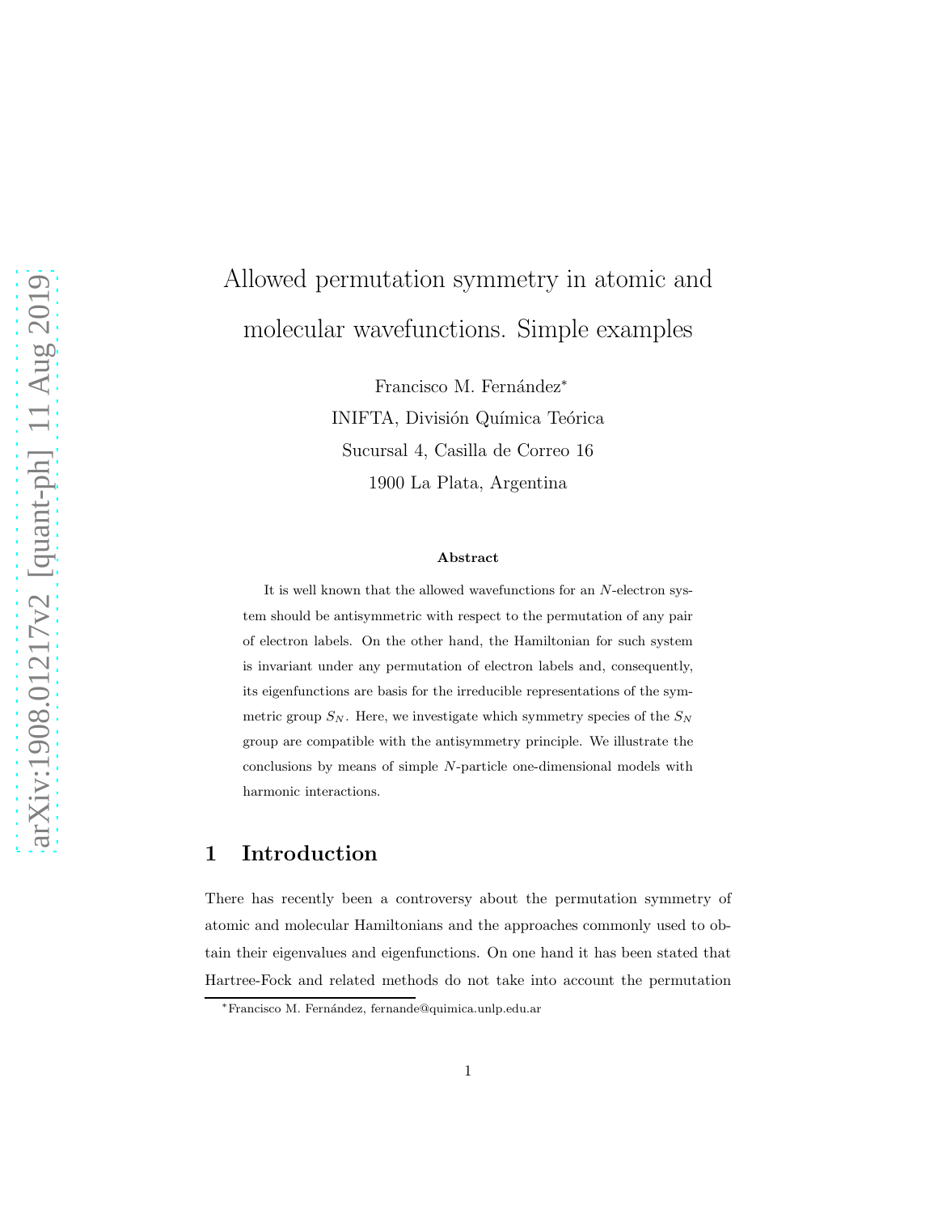# Allowed permutation symmetry in atomic and molecular wavefunctions. Simple examples

Francisco M. Fernández*

INIFTA, División Química Teórica

Sucursal 4, Casilla de Correo 16

1900 La Plata, Argentina

### Abstract

It is well known that the allowed wavefunctions for an $N$-electron system should be antisymmetric with respect to the permutation of any pair of electron labels. On the other hand, the Hamiltonian for such system is invariant under any permutation of electron labels and, consequently, its eigenfunctions are basis for the irreducible representations of the symmetric group $S_N$. Here, we investigate which symmetry species of the $S_N$ group are compatible with the antisymmetry principle. We illustrate the conclusions by means of simple $N$-particle one-dimensional models with harmonic interactions.

## 1 Introduction

There has recently been a controversy about the permutation symmetry of atomic and molecular Hamiltonians and the approaches commonly used to obtain their eigenvalues and eigenfunctions. On one hand it has been stated that Hartree-Fock and related methods do not take into account the permutation

*Francisco M. Fernández, fernande@quimica.unlp.edu.ar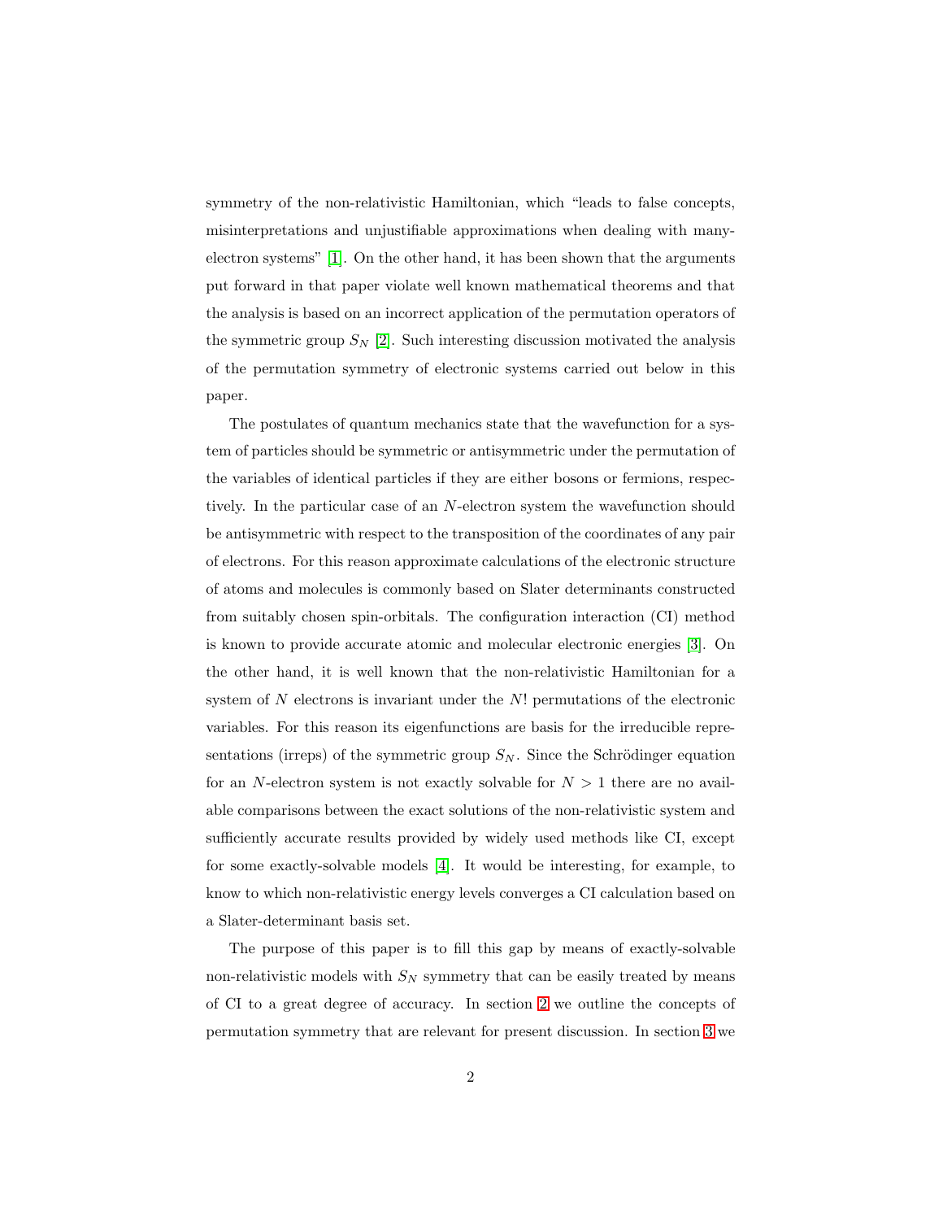symmetry of the non-relativistic Hamiltonian, which "leads to false concepts, misinterpretations and unjustifiable approximations when dealing with many-electron systems" [1]. On the other hand, it has been shown that the arguments put forward in that paper violate well known mathematical theorems and that the analysis is based on an incorrect application of the permutation operators of the symmetric group $S_N$ [2]. Such interesting discussion motivated the analysis of the permutation symmetry of electronic systems carried out below in this paper.

The postulates of quantum mechanics state that the wavefunction for a system of particles should be symmetric or antisymmetric under the permutation of the variables of identical particles if they are either bosons or fermions, respectively. In the particular case of an $N$-electron system the wavefunction should be antisymmetric with respect to the transposition of the coordinates of any pair of electrons. For this reason approximate calculations of the electronic structure of atoms and molecules is commonly based on Slater determinants constructed from suitably chosen spin-orbitals. The configuration interaction (CI) method is known to provide accurate atomic and molecular electronic energies [3]. On the other hand, it is well known that the non-relativistic Hamiltonian for a system of $N$ electrons is invariant under the $N!$ permutations of the electronic variables. For this reason its eigenfunctions are basis for the irreducible representations (irreps) of the symmetric group $S_N$. Since the Schrödinger equation for an $N$-electron system is not exactly solvable for $N > 1$ there are no available comparisons between the exact solutions of the non-relativistic system and sufficiently accurate results provided by widely used methods like CI, except for some exactly-solvable models [4]. It would be interesting, for example, to know to which non-relativistic energy levels converges a CI calculation based on a Slater-determinant basis set.

The purpose of this paper is to fill this gap by means of exactly-solvable non-relativistic models with $S_N$ symmetry that can be easily treated by means of CI to a great degree of accuracy. In section 2 we outline the concepts of permutation symmetry that are relevant for present discussion. In section 3 we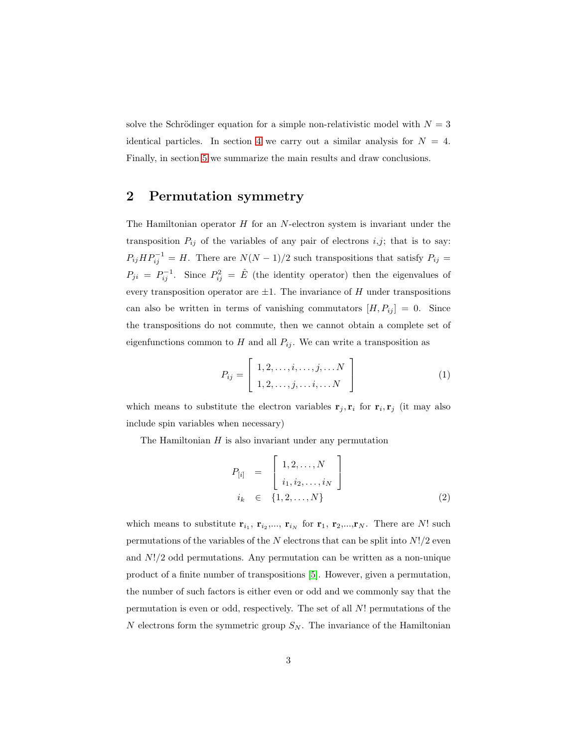solve the Schrödinger equation for a simple non-relativistic model with $N = 3$ identical particles. In section 4 we carry out a similar analysis for $N = 4$. Finally, in section 5 we summarize the main results and draw conclusions.

## 2 Permutation symmetry

The Hamiltonian operator $H$ for an $N$-electron system is invariant under the transposition $P_{ij}$ of the variables of any pair of electrons $i$,$j$; that is to say: $P_{ij}HP_{ij}^{-1} = H$. There are $N(N-1)/2$ such transpositions that satisfy $P_{ij} = P_{ji} = P_{ij}^{-1}$. Since $P_{ij}^2 = \hat{E}$ (the identity operator) then the eigenvalues of every transposition operator are $\pm 1$. The invariance of $H$ under transpositions can also be written in terms of vanishing commutators $[H, P_{ij}] = 0$. Since the transpositions do not commute, then we cannot obtain a complete set of eigenfunctions common to $H$ and all $P_{ij}$. We can write a transposition as

$$P_{ij} = \left[ \begin{array}{c} 1, 2, \ldots, i, \ldots, j, \ldots N \\ 1, 2, \ldots, j, \ldots i, \ldots N \end{array} \right] \tag{1}$$

which means to substitute the electron variables $\mathbf{r}_j, \mathbf{r}_i$ for $\mathbf{r}_i, \mathbf{r}_j$ (it may also include spin variables when necessary)

The Hamiltonian $H$ is also invariant under any permutation

$$\begin{aligned} P_{[i]} &= \left[ \begin{array}{c} 1, 2, \ldots, N \\ i_1, i_2, \ldots, i_N \end{array} \right] \\ i_k &\in \{1, 2, \ldots, N\} \end{aligned} \tag{2}$$

which means to substitute $\mathbf{r}_{i_1}$, $\mathbf{r}_{i_2}$,..., $\mathbf{r}_{i_N}$ for $\mathbf{r}_1$, $\mathbf{r}_2$,...,$\mathbf{r}_N$. There are $N!$ such permutations of the variables of the $N$ electrons that can be split into $N!/2$ even and $N!/2$ odd permutations. Any permutation can be written as a non-unique product of a finite number of transpositions [5]. However, given a permutation, the number of such factors is either even or odd and we commonly say that the permutation is even or odd, respectively. The set of all $N!$ permutations of the $N$ electrons form the symmetric group $S_N$. The invariance of the Hamiltonian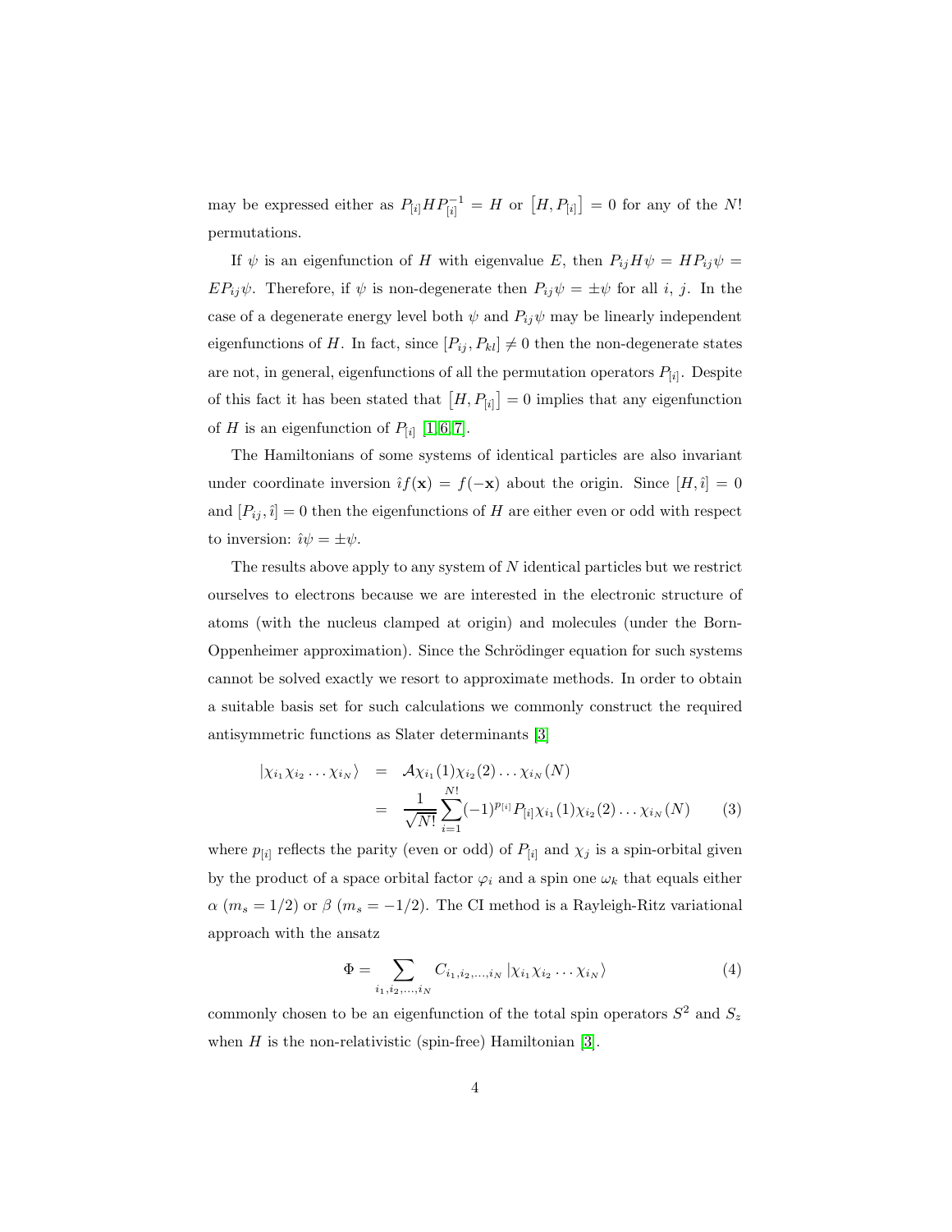may be expressed either as $P_{[i]}HP_{[i]}^{-1} = H$ or $\left[H, P_{[i]}\right] = 0$ for any of the $N!$ permutations.

If $\psi$ is an eigenfunction of $H$ with eigenvalue $E$, then $P_{ij}H\psi = HP_{ij}\psi = EP_{ij}\psi$. Therefore, if $\psi$ is non-degenerate then $P_{ij}\psi = \pm\psi$ for all $i$, $j$. In the case of a degenerate energy level both $\psi$ and $P_{ij}\psi$ may be linearly independent eigenfunctions of $H$. In fact, since $[P_{ij}, P_{kl}] \neq 0$ then the non-degenerate states are not, in general, eigenfunctions of all the permutation operators $P_{[i]}$. Despite of this fact it has been stated that $\left[H, P_{[i]}\right] = 0$ implies that any eigenfunction of $H$ is an eigenfunction of $P_{[i]}$ [1, 6, 7].

The Hamiltonians of some systems of identical particles are also invariant under coordinate inversion $\hat{\imath}f(\mathbf{x}) = f(-\mathbf{x})$ about the origin. Since $[H, \hat{\imath}] = 0$ and $[P_{ij}, \hat{\imath}] = 0$ then the eigenfunctions of $H$ are either even or odd with respect to inversion: $\hat{\imath}\psi = \pm\psi$.

The results above apply to any system of $N$ identical particles but we restrict ourselves to electrons because we are interested in the electronic structure of atoms (with the nucleus clamped at origin) and molecules (under the Born-Oppenheimer approximation). Since the Schrödinger equation for such systems cannot be solved exactly we resort to approximate methods. In order to obtain a suitable basis set for such calculations we commonly construct the required antisymmetric functions as Slater determinants [3]

$$
\begin{aligned}
|\chi_{i_1}\chi_{i_2}\ldots\chi_{i_N}\rangle &= \mathcal{A}\chi_{i_1}(1)\chi_{i_2}(2)\ldots\chi_{i_N}(N) \\
&= \frac{1}{\sqrt{N!}}\sum_{i=1}^{N!}(-1)^{p_{[i]}}P_{[i]}\chi_{i_1}(1)\chi_{i_2}(2)\ldots\chi_{i_N}(N) \qquad (3)
\end{aligned}
$$

where $p_{[i]}$ reflects the parity (even or odd) of $P_{[i]}$ and $\chi_j$ is a spin-orbital given by the product of a space orbital factor $\varphi_i$ and a spin one $\omega_k$ that equals either $\alpha$ ($m_s = 1/2$) or $\beta$ ($m_s = -1/2$). The CI method is a Rayleigh-Ritz variational approach with the ansatz

$$
\Phi = \sum_{i_1, i_2, \ldots, i_N} C_{i_1, i_2, \ldots, i_N} |\chi_{i_1}\chi_{i_2}\ldots\chi_{i_N}\rangle \qquad (4)
$$

commonly chosen to be an eigenfunction of the total spin operators $S^2$ and $S_z$ when $H$ is the non-relativistic (spin-free) Hamiltonian [3].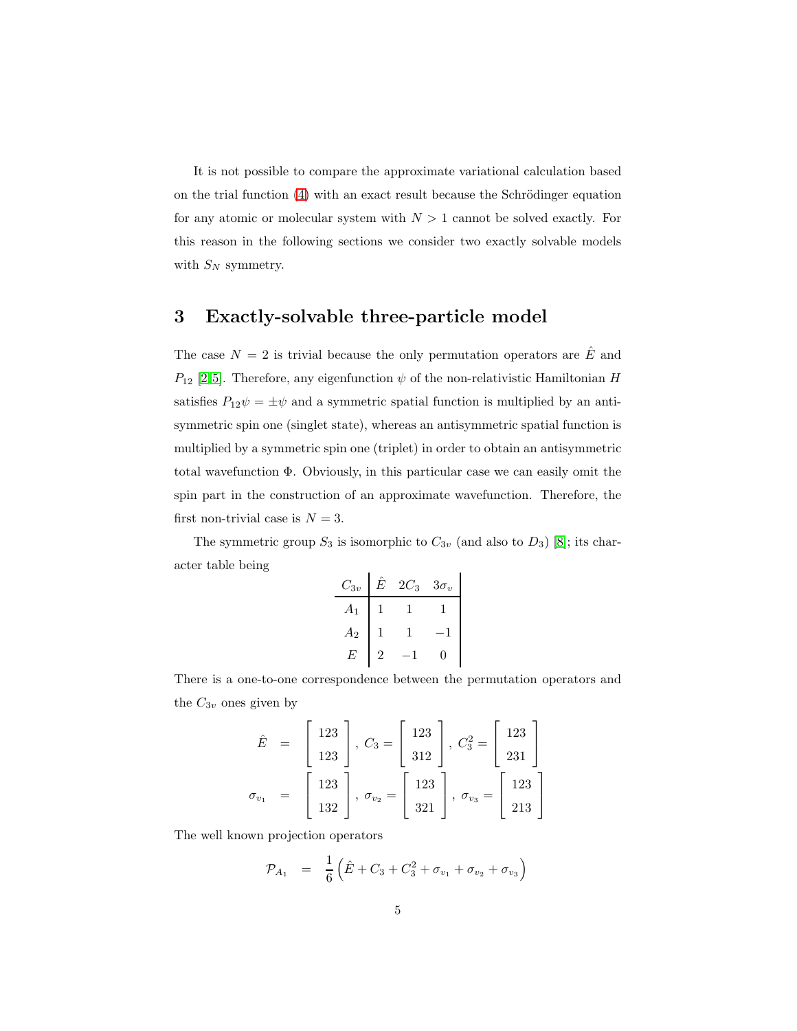It is not possible to compare the approximate variational calculation based on the trial function (4) with an exact result because the Schrödinger equation for any atomic or molecular system with $N > 1$ cannot be solved exactly. For this reason in the following sections we consider two exactly solvable models with $S_N$ symmetry.

## 3 Exactly-solvable three-particle model

The case $N = 2$ is trivial because the only permutation operators are $\hat{E}$ and $P_{12}$ [2,5]. Therefore, any eigenfunction $\psi$ of the non-relativistic Hamiltonian $H$ satisfies $P_{12}\psi = \pm\psi$ and a symmetric spatial function is multiplied by an antisymmetric spin one (singlet state), whereas an antisymmetric spatial function is multiplied by a symmetric spin one (triplet) in order to obtain an antisymmetric total wavefunction $\Phi$. Obviously, in this particular case we can easily omit the spin part in the construction of an approximate wavefunction. Therefore, the first non-trivial case is $N = 3$.

The symmetric group $S_3$ is isomorphic to $C_{3v}$ (and also to $D_3$) [8]; its character table being

| $C_{3v}$ | $\hat{E}$ | $2C_3$ | $3\sigma_v$ |
|---|---|---|---|
| $A_1$ | 1 | 1 | 1 |
| $A_2$ | 1 | 1 | $-1$ |
| $E$ | 2 | $-1$ | 0 |

There is a one-to-one correspondence between the permutation operators and the $C_{3v}$ ones given by

$$
\begin{aligned}
\hat{E} &= \begin{bmatrix} 123 \\ 123 \end{bmatrix},\ C_3 = \begin{bmatrix} 123 \\ 312 \end{bmatrix},\ C_3^2 = \begin{bmatrix} 123 \\ 231 \end{bmatrix} \\
\sigma_{v_1} &= \begin{bmatrix} 123 \\ 132 \end{bmatrix},\ \sigma_{v_2} = \begin{bmatrix} 123 \\ 321 \end{bmatrix},\ \sigma_{v_3} = \begin{bmatrix} 123 \\ 213 \end{bmatrix}
\end{aligned}
$$

The well known projection operators

$$
\mathcal{P}_{A_1} = \frac{1}{6}\left(\hat{E} + C_3 + C_3^2 + \sigma_{v_1} + \sigma_{v_2} + \sigma_{v_3}\right)
$$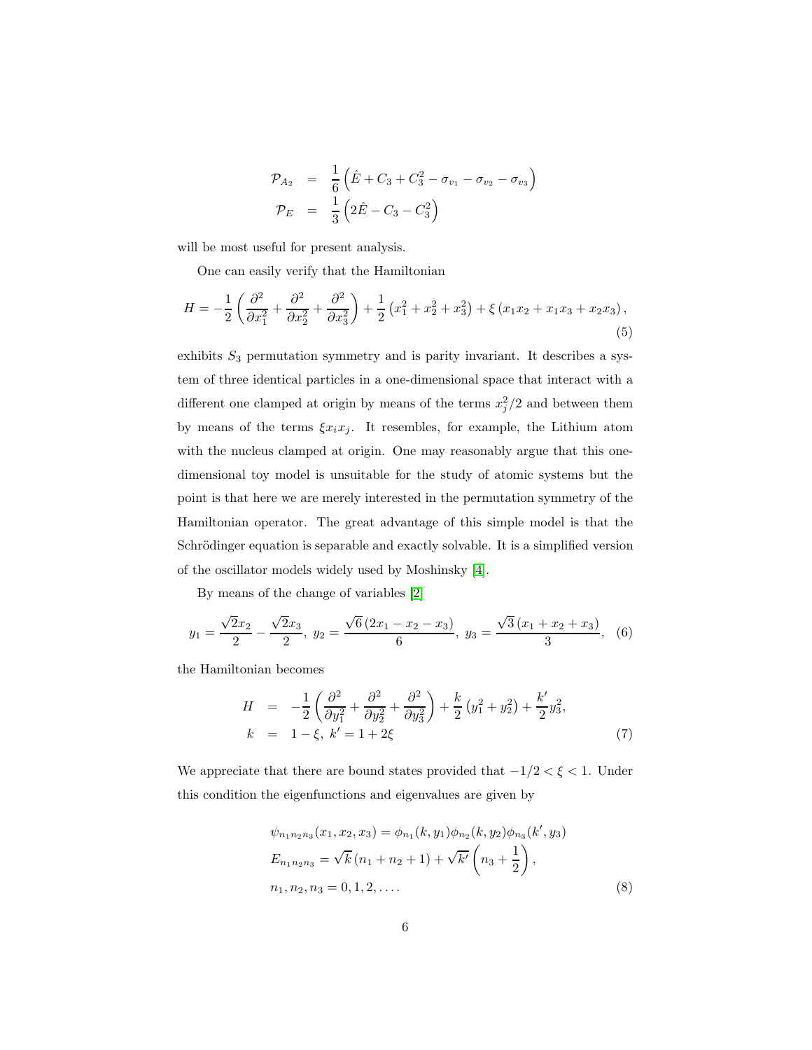$$
\begin{aligned}
\mathcal{P}_{A_2} &= \frac{1}{6}\left(\hat{E}+C_3+C_3^2-\sigma_{v_1}-\sigma_{v_2}-\sigma_{v_3}\right) \\
\mathcal{P}_{E} &= \frac{1}{3}\left(2\hat{E}-C_3-C_3^2\right)
\end{aligned}
$$

will be most useful for present analysis.

One can easily verify that the Hamiltonian

$$
H=-\frac{1}{2}\left(\frac{\partial^2}{\partial x_1^2}+\frac{\partial^2}{\partial x_2^2}+\frac{\partial^2}{\partial x_3^2}\right)+\frac{1}{2}\left(x_1^2+x_2^2+x_3^2\right)+\xi\left(x_1x_2+x_1x_3+x_2x_3\right), \tag{5}
$$

exhibits $S_3$ permutation symmetry and is parity invariant. It describes a system of three identical particles in a one-dimensional space that interact with a different one clamped at origin by means of the terms $x_j^2/2$ and between them by means of the terms $\xi x_i x_j$. It resembles, for example, the Lithium atom with the nucleus clamped at origin. One may reasonably argue that this one-dimensional toy model is unsuitable for the study of atomic systems but the point is that here we are merely interested in the permutation symmetry of the Hamiltonian operator. The great advantage of this simple model is that the Schrödinger equation is separable and exactly solvable. It is a simplified version of the oscillator models widely used by Moshinsky [4].

By means of the change of variables [2]

$$
y_1=\frac{\sqrt{2}x_2}{2}-\frac{\sqrt{2}x_3}{2},\; y_2=\frac{\sqrt{6}\left(2x_1-x_2-x_3\right)}{6},\; y_3=\frac{\sqrt{3}\left(x_1+x_2+x_3\right)}{3}, \tag{6}
$$

the Hamiltonian becomes

$$
\begin{aligned}
H &= -\frac{1}{2}\left(\frac{\partial^2}{\partial y_1^2}+\frac{\partial^2}{\partial y_2^2}+\frac{\partial^2}{\partial y_3^2}\right)+\frac{k}{2}\left(y_1^2+y_2^2\right)+\frac{k'}{2}y_3^2, \\
k &= 1-\xi,\; k'=1+2\xi
\end{aligned} \tag{7}
$$

We appreciate that there are bound states provided that $-1/2<\xi<1$. Under this condition the eigenfunctions and eigenvalues are given by

$$
\begin{aligned}
&\psi_{n_1n_2n_3}(x_1,x_2,x_3)=\phi_{n_1}(k,y_1)\phi_{n_2}(k,y_2)\phi_{n_3}(k',y_3) \\
&E_{n_1n_2n_3}=\sqrt{k}\left(n_1+n_2+1\right)+\sqrt{k'}\left(n_3+\frac{1}{2}\right), \\
&n_1,n_2,n_3=0,1,2,\ldots.
\end{aligned} \tag{8}
$$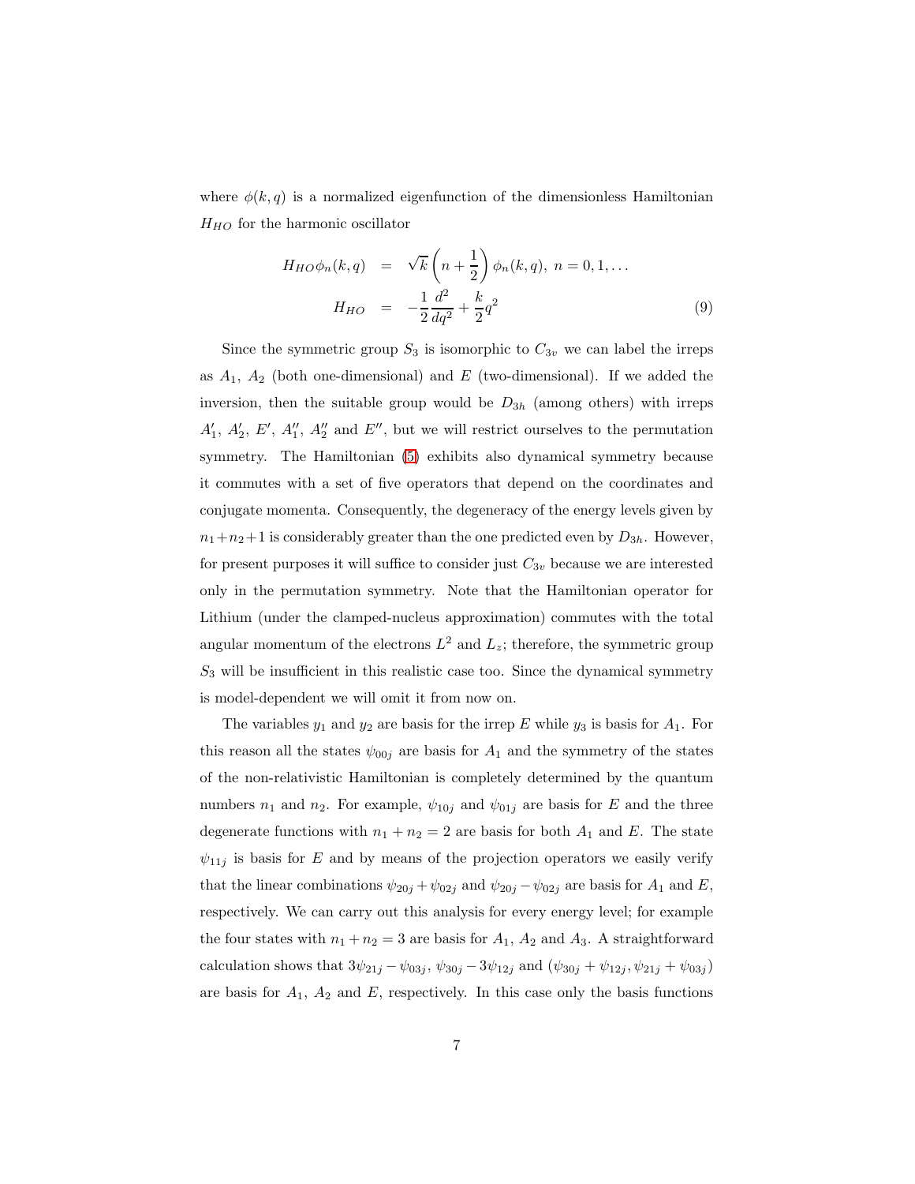where $\phi(k,q)$ is a normalized eigenfunction of the dimensionless Hamiltonian $H_{HO}$ for the harmonic oscillator

$$
\begin{aligned}
H_{HO}\phi_n(k,q) &= \sqrt{k}\left(n+\frac{1}{2}\right)\phi_n(k,q),\ n=0,1,\ldots \\
H_{HO} &= -\frac{1}{2}\frac{d^2}{dq^2}+\frac{k}{2}q^2
\end{aligned}
\tag{9}
$$

Since the symmetric group $S_3$ is isomorphic to $C_{3v}$ we can label the irreps as $A_1$, $A_2$ (both one-dimensional) and $E$ (two-dimensional). If we added the inversion, then the suitable group would be $D_{3h}$ (among others) with irreps $A_1'$, $A_2'$, $E'$, $A_1''$, $A_2''$ and $E''$, but we will restrict ourselves to the permutation symmetry. The Hamiltonian (5) exhibits also dynamical symmetry because it commutes with a set of five operators that depend on the coordinates and conjugate momenta. Consequently, the degeneracy of the energy levels given by $n_1+n_2+1$ is considerably greater than the one predicted even by $D_{3h}$. However, for present purposes it will suffice to consider just $C_{3v}$ because we are interested only in the permutation symmetry. Note that the Hamiltonian operator for Lithium (under the clamped-nucleus approximation) commutes with the total angular momentum of the electrons $L^2$ and $L_z$; therefore, the symmetric group $S_3$ will be insufficient in this realistic case too. Since the dynamical symmetry is model-dependent we will omit it from now on.

The variables $y_1$ and $y_2$ are basis for the irrep $E$ while $y_3$ is basis for $A_1$. For this reason all the states $\psi_{00j}$ are basis for $A_1$ and the symmetry of the states of the non-relativistic Hamiltonian is completely determined by the quantum numbers $n_1$ and $n_2$. For example, $\psi_{10j}$ and $\psi_{01j}$ are basis for $E$ and the three degenerate functions with $n_1+n_2=2$ are basis for both $A_1$ and $E$. The state $\psi_{11j}$ is basis for $E$ and by means of the projection operators we easily verify that the linear combinations $\psi_{20j}+\psi_{02j}$ and $\psi_{20j}-\psi_{02j}$ are basis for $A_1$ and $E$, respectively. We can carry out this analysis for every energy level; for example the four states with $n_1+n_2=3$ are basis for $A_1$, $A_2$ and $A_3$. A straightforward calculation shows that $3\psi_{21j}-\psi_{03j}$, $\psi_{30j}-3\psi_{12j}$ and $(\psi_{30j}+\psi_{12j},\psi_{21j}+\psi_{03j})$ are basis for $A_1$, $A_2$ and $E$, respectively. In this case only the basis functions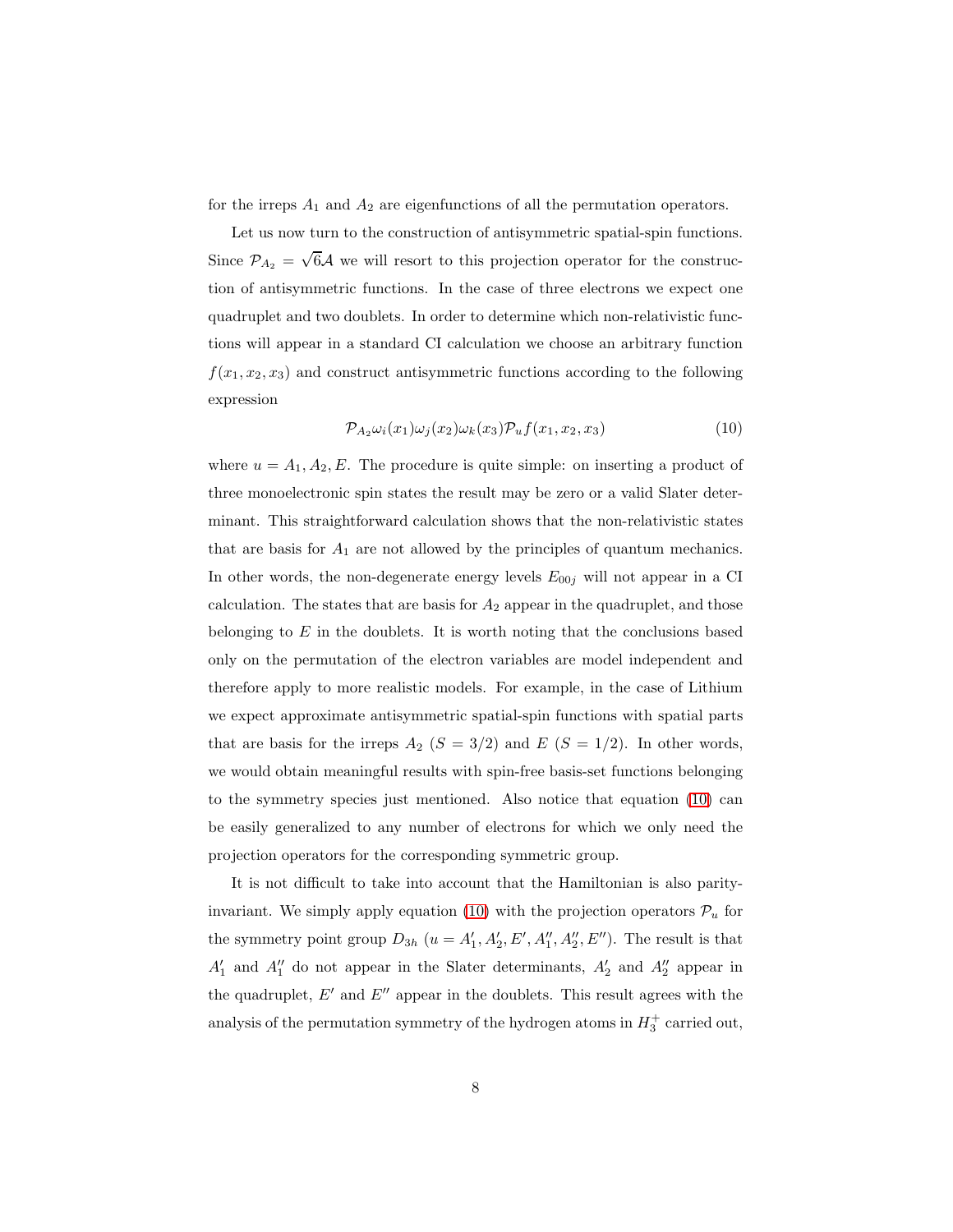for the irreps $A_1$ and $A_2$ are eigenfunctions of all the permutation operators.

Let us now turn to the construction of antisymmetric spatial-spin functions. Since $\mathcal{P}_{A_2} = \sqrt{6}\mathcal{A}$ we will resort to this projection operator for the construction of antisymmetric functions. In the case of three electrons we expect one quadruplet and two doublets. In order to determine which non-relativistic functions will appear in a standard CI calculation we choose an arbitrary function $f(x_1, x_2, x_3)$ and construct antisymmetric functions according to the following expression

$$\mathcal{P}_{A_2}\omega_i(x_1)\omega_j(x_2)\omega_k(x_3)\mathcal{P}_u f(x_1, x_2, x_3) \tag{10}$$

where $u = A_1, A_2, E$. The procedure is quite simple: on inserting a product of three monoelectronic spin states the result may be zero or a valid Slater determinant. This straightforward calculation shows that the non-relativistic states that are basis for $A_1$ are not allowed by the principles of quantum mechanics. In other words, the non-degenerate energy levels $E_{00j}$ will not appear in a CI calculation. The states that are basis for $A_2$ appear in the quadruplet, and those belonging to $E$ in the doublets. It is worth noting that the conclusions based only on the permutation of the electron variables are model independent and therefore apply to more realistic models. For example, in the case of Lithium we expect approximate antisymmetric spatial-spin functions with spatial parts that are basis for the irreps $A_2$ ($S = 3/2$) and $E$ ($S = 1/2$). In other words, we would obtain meaningful results with spin-free basis-set functions belonging to the symmetry species just mentioned. Also notice that equation (10) can be easily generalized to any number of electrons for which we only need the projection operators for the corresponding symmetric group.

It is not difficult to take into account that the Hamiltonian is also parity-invariant. We simply apply equation (10) with the projection operators $\mathcal{P}_u$ for the symmetry point group $D_{3h}$ ($u = A_1', A_2', E', A_1'', A_2'', E''$). The result is that $A_1'$ and $A_1''$ do not appear in the Slater determinants, $A_2'$ and $A_2''$ appear in the quadruplet, $E'$ and $E''$ appear in the doublets. This result agrees with the analysis of the permutation symmetry of the hydrogen atoms in $H_3^+$ carried out,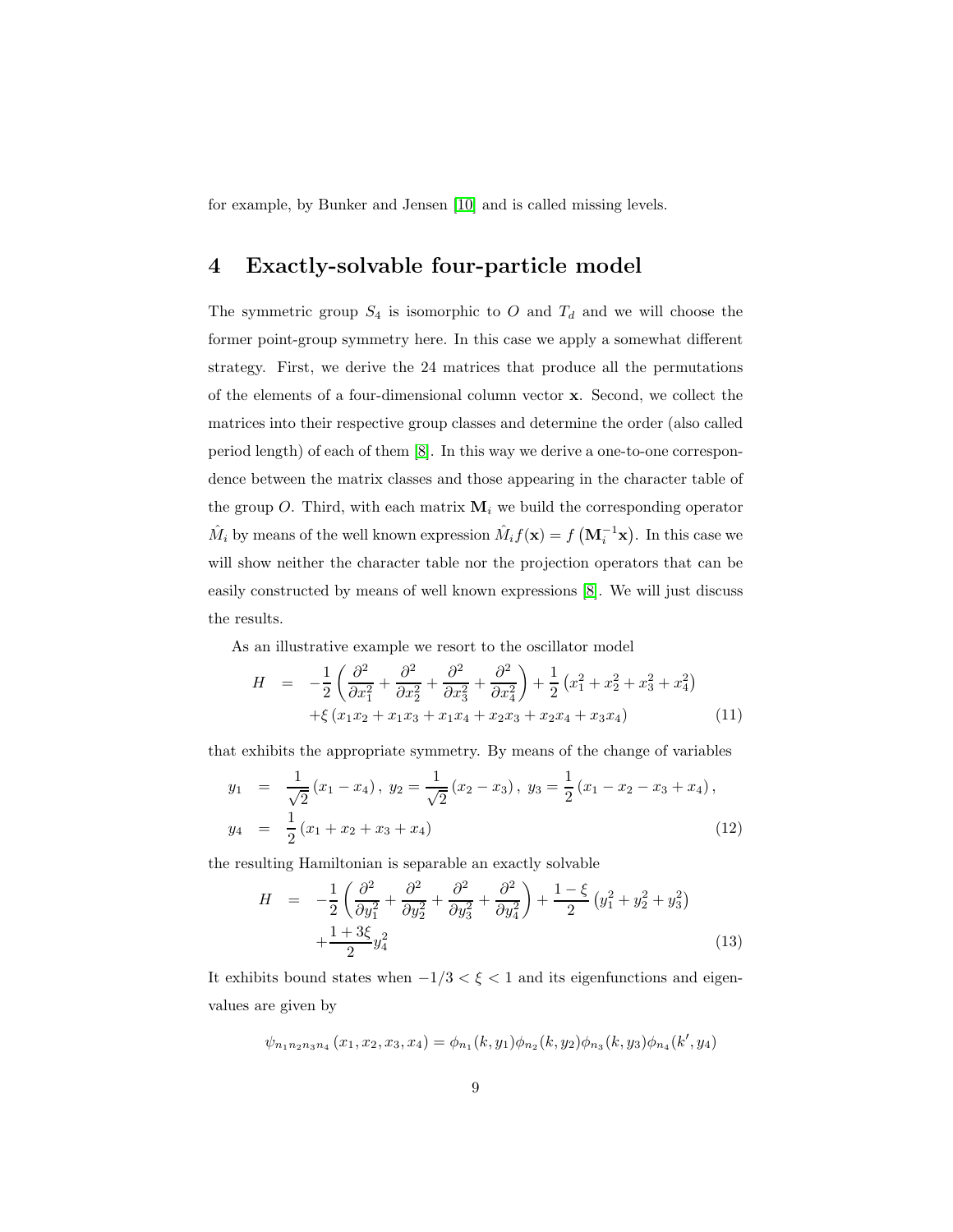for example, by Bunker and Jensen [10] and is called missing levels.

## 4 Exactly-solvable four-particle model

The symmetric group $S_4$ is isomorphic to $O$ and $T_d$ and we will choose the former point-group symmetry here. In this case we apply a somewhat different strategy. First, we derive the 24 matrices that produce all the permutations of the elements of a four-dimensional column vector $\mathbf{x}$. Second, we collect the matrices into their respective group classes and determine the order (also called period length) of each of them [8]. In this way we derive a one-to-one correspondence between the matrix classes and those appearing in the character table of the group $O$. Third, with each matrix $\mathbf{M}_i$ we build the corresponding operator $\hat{M}_i$ by means of the well known expression $\hat{M}_i f(\mathbf{x}) = f\left(\mathbf{M}_i^{-1}\mathbf{x}\right)$. In this case we will show neither the character table nor the projection operators that can be easily constructed by means of well known expressions [8]. We will just discuss the results.

As an illustrative example we resort to the oscillator model

$$
\begin{aligned}
H &= -\frac{1}{2}\left(\frac{\partial^2}{\partial x_1^2}+\frac{\partial^2}{\partial x_2^2}+\frac{\partial^2}{\partial x_3^2}+\frac{\partial^2}{\partial x_4^2}\right)+\frac{1}{2}\left(x_1^2+x_2^2+x_3^2+x_4^2\right) \\
&\quad +\xi\left(x_1x_2+x_1x_3+x_1x_4+x_2x_3+x_2x_4+x_3x_4\right) \qquad (11)
\end{aligned}
$$

that exhibits the appropriate symmetry. By means of the change of variables

$$
\begin{aligned}
y_1 &= \frac{1}{\sqrt{2}}\left(x_1-x_4\right),\ y_2=\frac{1}{\sqrt{2}}\left(x_2-x_3\right),\ y_3=\frac{1}{2}\left(x_1-x_2-x_3+x_4\right), \\
y_4 &= \frac{1}{2}\left(x_1+x_2+x_3+x_4\right) \qquad (12)
\end{aligned}
$$

the resulting Hamiltonian is separable an exactly solvable

$$
\begin{aligned}
H &= -\frac{1}{2}\left(\frac{\partial^2}{\partial y_1^2}+\frac{\partial^2}{\partial y_2^2}+\frac{\partial^2}{\partial y_3^2}+\frac{\partial^2}{\partial y_4^2}\right)+\frac{1-\xi}{2}\left(y_1^2+y_2^2+y_3^2\right) \\
&\quad +\frac{1+3\xi}{2}y_4^2 \qquad (13)
\end{aligned}
$$

It exhibits bound states when $-1/3<\xi<1$ and its eigenfunctions and eigenvalues are given by

$$
\psi_{n_1n_2n_3n_4}\left(x_1,x_2,x_3,x_4\right)=\phi_{n_1}(k,y_1)\phi_{n_2}(k,y_2)\phi_{n_3}(k,y_3)\phi_{n_4}(k',y_4)
$$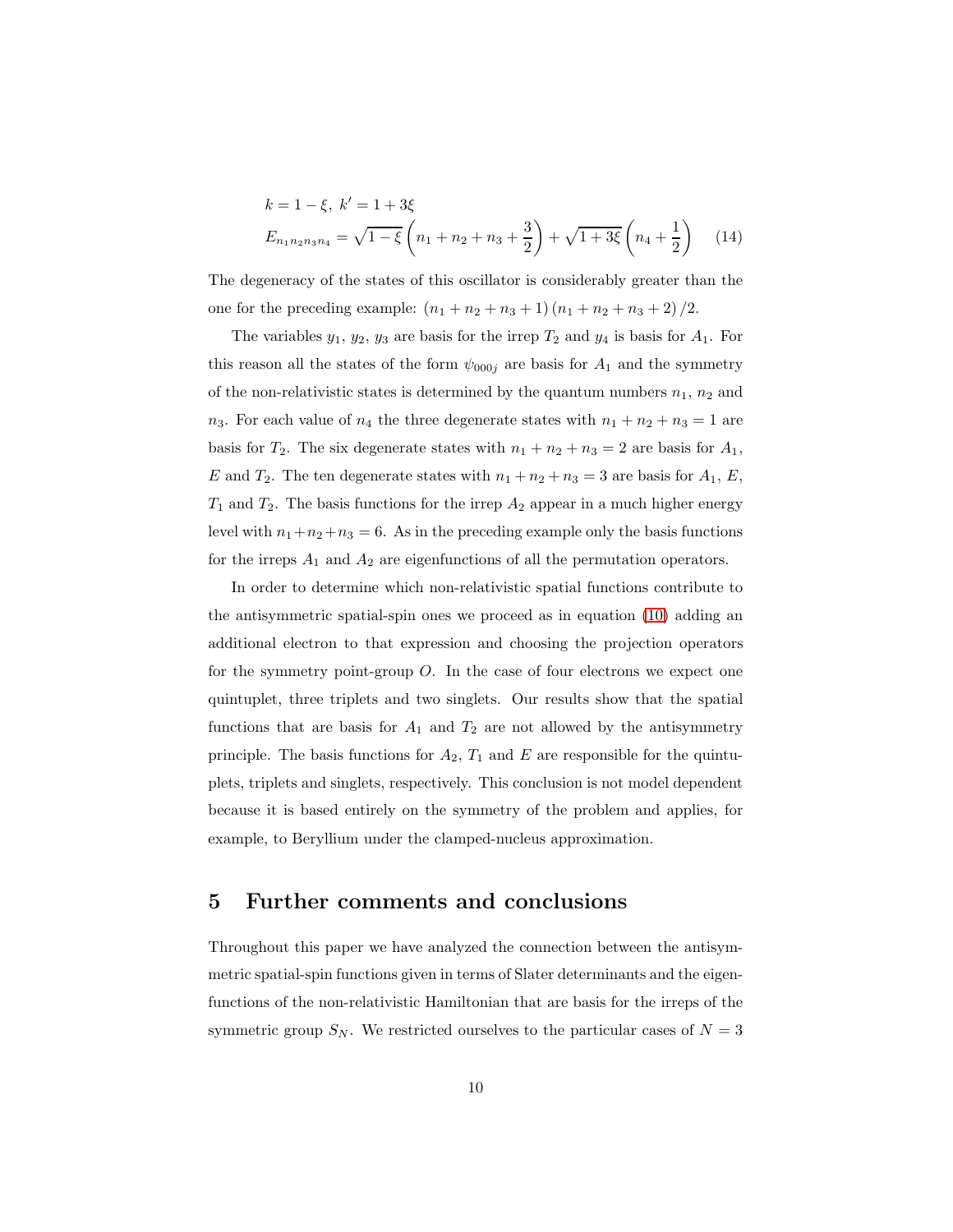$$
\begin{aligned}
&k = 1-\xi,\ k' = 1+3\xi \\
&E_{n_1n_2n_3n_4} = \sqrt{1-\xi}\left(n_1+n_2+n_3+\frac{3}{2}\right)+\sqrt{1+3\xi}\left(n_4+\frac{1}{2}\right)
\end{aligned}
\tag{14}
$$

The degeneracy of the states of this oscillator is considerably greater than the one for the preceding example: $(n_1+n_2+n_3+1)(n_1+n_2+n_3+2)/2$.

The variables $y_1$, $y_2$, $y_3$ are basis for the irrep $T_2$ and $y_4$ is basis for $A_1$. For this reason all the states of the form $\psi_{000j}$ are basis for $A_1$ and the symmetry of the non-relativistic states is determined by the quantum numbers $n_1$, $n_2$ and $n_3$. For each value of $n_4$ the three degenerate states with $n_1+n_2+n_3=1$ are basis for $T_2$. The six degenerate states with $n_1+n_2+n_3=2$ are basis for $A_1$, $E$ and $T_2$. The ten degenerate states with $n_1+n_2+n_3=3$ are basis for $A_1$, $E$, $T_1$ and $T_2$. The basis functions for the irrep $A_2$ appear in a much higher energy level with $n_1+n_2+n_3=6$. As in the preceding example only the basis functions for the irreps $A_1$ and $A_2$ are eigenfunctions of all the permutation operators.

In order to determine which non-relativistic spatial functions contribute to the antisymmetric spatial-spin ones we proceed as in equation (10) adding an additional electron to that expression and choosing the projection operators for the symmetry point-group $O$. In the case of four electrons we expect one quintuplet, three triplets and two singlets. Our results show that the spatial functions that are basis for $A_1$ and $T_2$ are not allowed by the antisymmetry principle. The basis functions for $A_2$, $T_1$ and $E$ are responsible for the quintuplets, triplets and singlets, respectively. This conclusion is not model dependent because it is based entirely on the symmetry of the problem and applies, for example, to Beryllium under the clamped-nucleus approximation.

## 5 Further comments and conclusions

Throughout this paper we have analyzed the connection between the antisymmetric spatial-spin functions given in terms of Slater determinants and the eigenfunctions of the non-relativistic Hamiltonian that are basis for the irreps of the symmetric group $S_N$. We restricted ourselves to the particular cases of $N=3$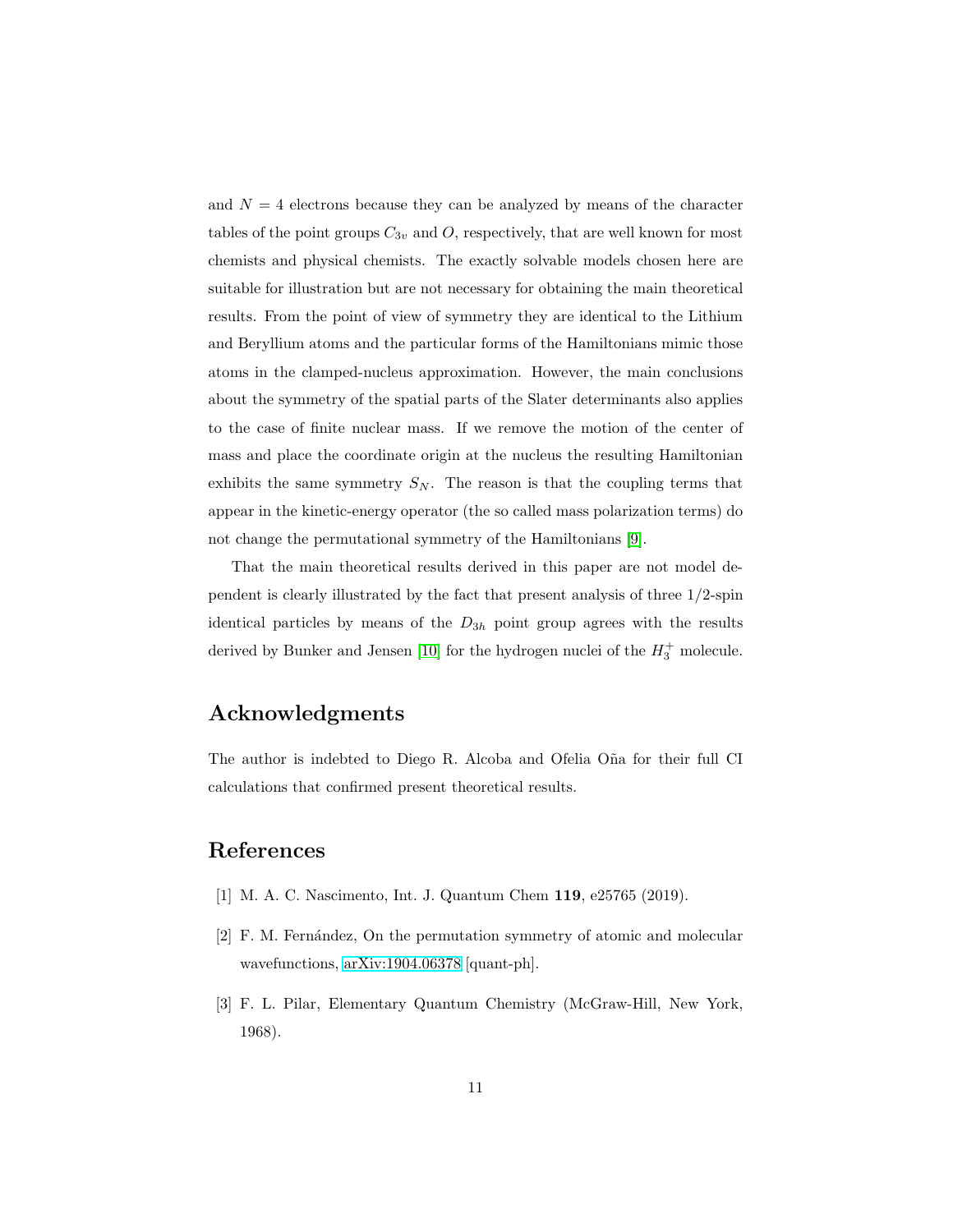and $N = 4$ electrons because they can be analyzed by means of the character tables of the point groups $C_{3v}$ and $O$, respectively, that are well known for most chemists and physical chemists. The exactly solvable models chosen here are suitable for illustration but are not necessary for obtaining the main theoretical results. From the point of view of symmetry they are identical to the Lithium and Beryllium atoms and the particular forms of the Hamiltonians mimic those atoms in the clamped-nucleus approximation. However, the main conclusions about the symmetry of the spatial parts of the Slater determinants also applies to the case of finite nuclear mass. If we remove the motion of the center of mass and place the coordinate origin at the nucleus the resulting Hamiltonian exhibits the same symmetry $S_N$. The reason is that the coupling terms that appear in the kinetic-energy operator (the so called mass polarization terms) do not change the permutational symmetry of the Hamiltonians [9].

That the main theoretical results derived in this paper are not model dependent is clearly illustrated by the fact that present analysis of three 1/2-spin identical particles by means of the $D_{3h}$ point group agrees with the results derived by Bunker and Jensen [10] for the hydrogen nuclei of the $H_3^+$ molecule.

## Acknowledgments

The author is indebted to Diego R. Alcoba and Ofelia Oña for their full CI calculations that confirmed present theoretical results.

## References

[1] M. A. C. Nascimento, Int. J. Quantum Chem **119**, e25765 (2019).

[2] F. M. Fernández, On the permutation symmetry of atomic and molecular wavefunctions, arXiv:1904.06378 [quant-ph].

[3] F. L. Pilar, Elementary Quantum Chemistry (McGraw-Hill, New York, 1968).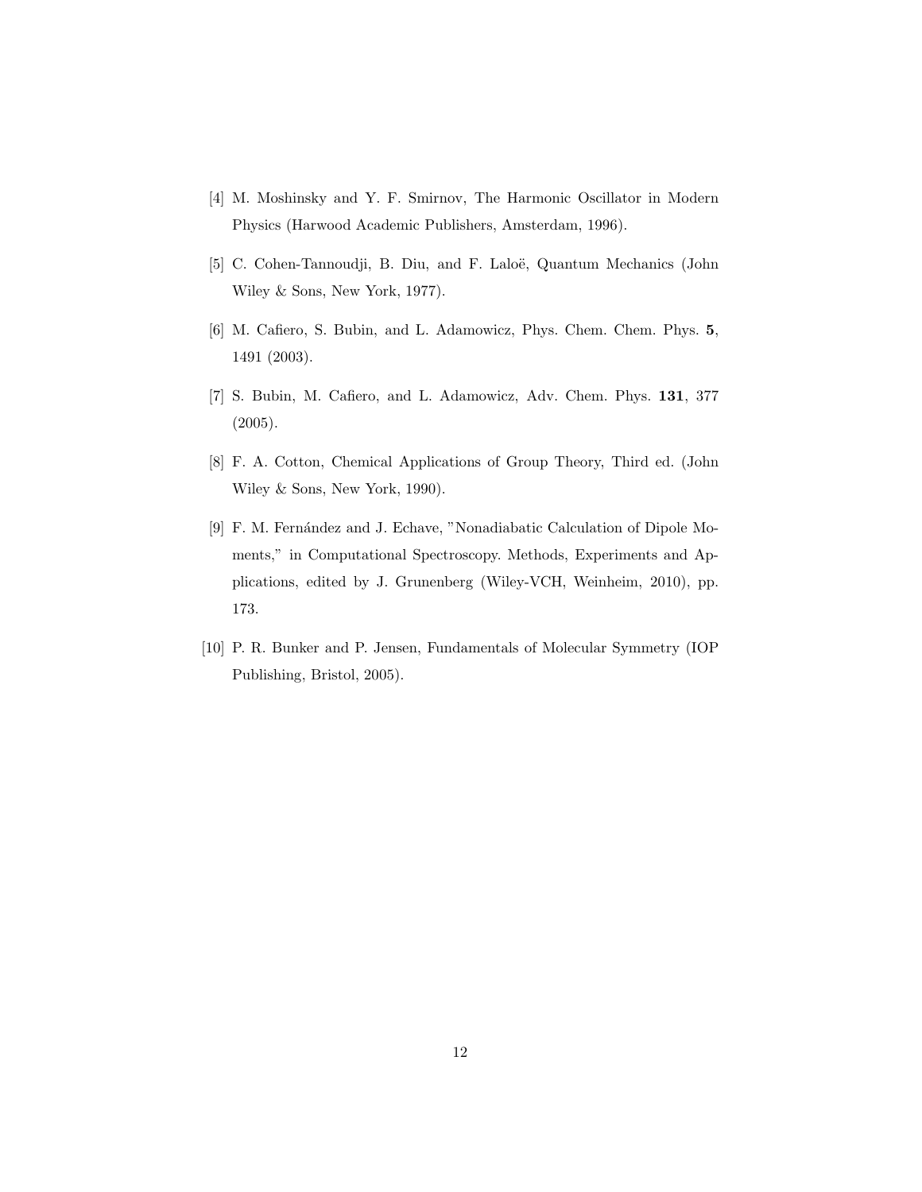[4] M. Moshinsky and Y. F. Smirnov, The Harmonic Oscillator in Modern Physics (Harwood Academic Publishers, Amsterdam, 1996).

[5] C. Cohen-Tannoudji, B. Diu, and F. Laloë, Quantum Mechanics (John Wiley & Sons, New York, 1977).

[6] M. Cafiero, S. Bubin, and L. Adamowicz, Phys. Chem. Chem. Phys. **5**, 1491 (2003).

[7] S. Bubin, M. Cafiero, and L. Adamowicz, Adv. Chem. Phys. **131**, 377 (2005).

[8] F. A. Cotton, Chemical Applications of Group Theory, Third ed. (John Wiley & Sons, New York, 1990).

[9] F. M. Fernández and J. Echave, "Nonadiabatic Calculation of Dipole Moments," in Computational Spectroscopy. Methods, Experiments and Applications, edited by J. Grunenberg (Wiley-VCH, Weinheim, 2010), pp. 173.

[10] P. R. Bunker and P. Jensen, Fundamentals of Molecular Symmetry (IOP Publishing, Bristol, 2005).